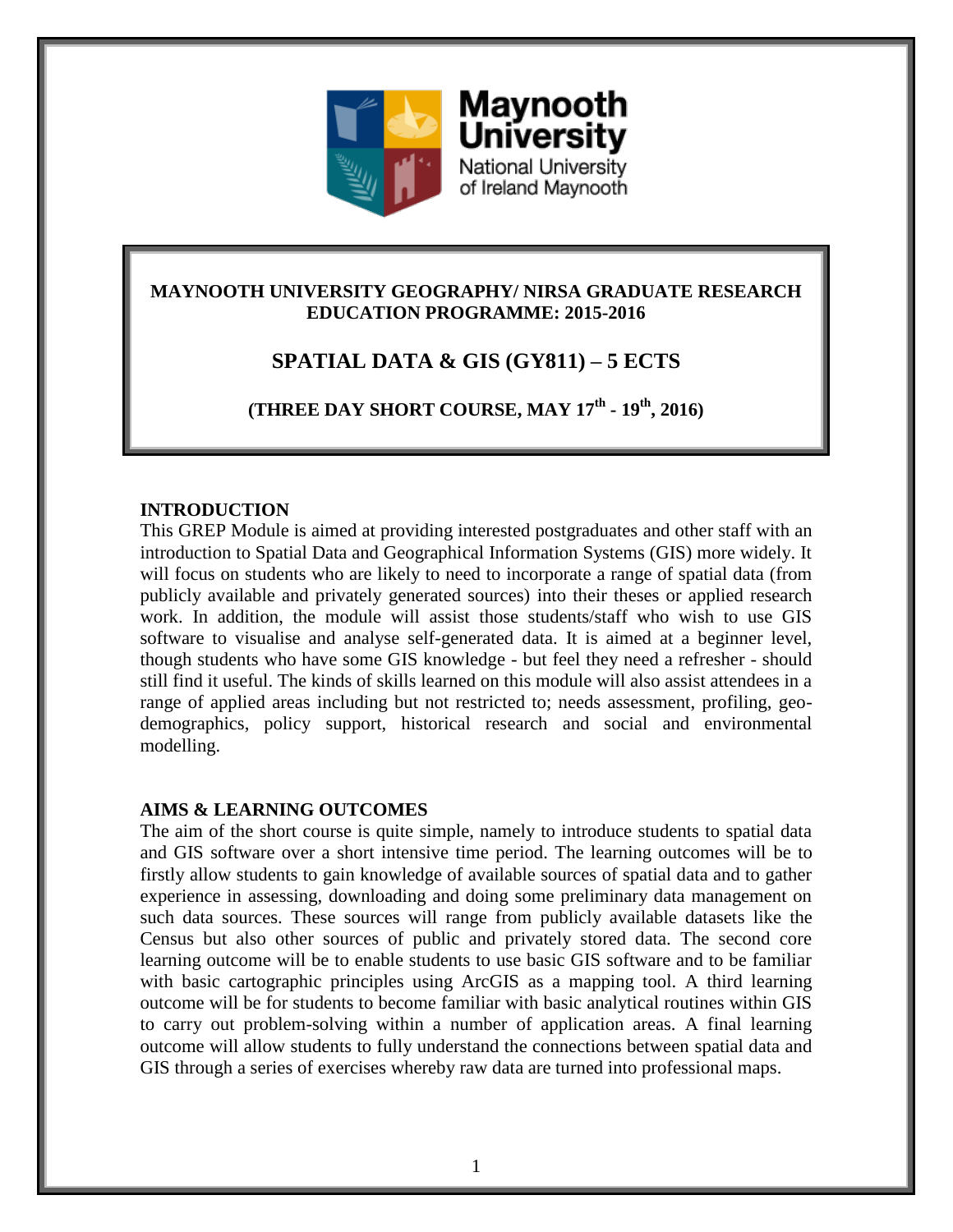Maynooth University
National University of Ireland Maynooth

**MAYNOOTH UNIVERSITY GEOGRAPHY/ NIRSA GRADUATE RESEARCH EDUCATION PROGRAMME: 2015-2016**

# SPATIAL DATA & GIS (GY811) – 5 ECTS

**(THREE DAY SHORT COURSE, MAY 17th - 19th, 2016)**

## INTRODUCTION

This GREP Module is aimed at providing interested postgraduates and other staff with an introduction to Spatial Data and Geographical Information Systems (GIS) more widely. It will focus on students who are likely to need to incorporate a range of spatial data (from publicly available and privately generated sources) into their theses or applied research work. In addition, the module will assist those students/staff who wish to use GIS software to visualise and analyse self-generated data. It is aimed at a beginner level, though students who have some GIS knowledge - but feel they need a refresher - should still find it useful. The kinds of skills learned on this module will also assist attendees in a range of applied areas including but not restricted to; needs assessment, profiling, geo-demographics, policy support, historical research and social and environmental modelling.

## AIMS & LEARNING OUTCOMES

The aim of the short course is quite simple, namely to introduce students to spatial data and GIS software over a short intensive time period. The learning outcomes will be to firstly allow students to gain knowledge of available sources of spatial data and to gather experience in assessing, downloading and doing some preliminary data management on such data sources. These sources will range from publicly available datasets like the Census but also other sources of public and privately stored data. The second core learning outcome will be to enable students to use basic GIS software and to be familiar with basic cartographic principles using ArcGIS as a mapping tool. A third learning outcome will be for students to become familiar with basic analytical routines within GIS to carry out problem-solving within a number of application areas. A final learning outcome will allow students to fully understand the connections between spatial data and GIS through a series of exercises whereby raw data are turned into professional maps.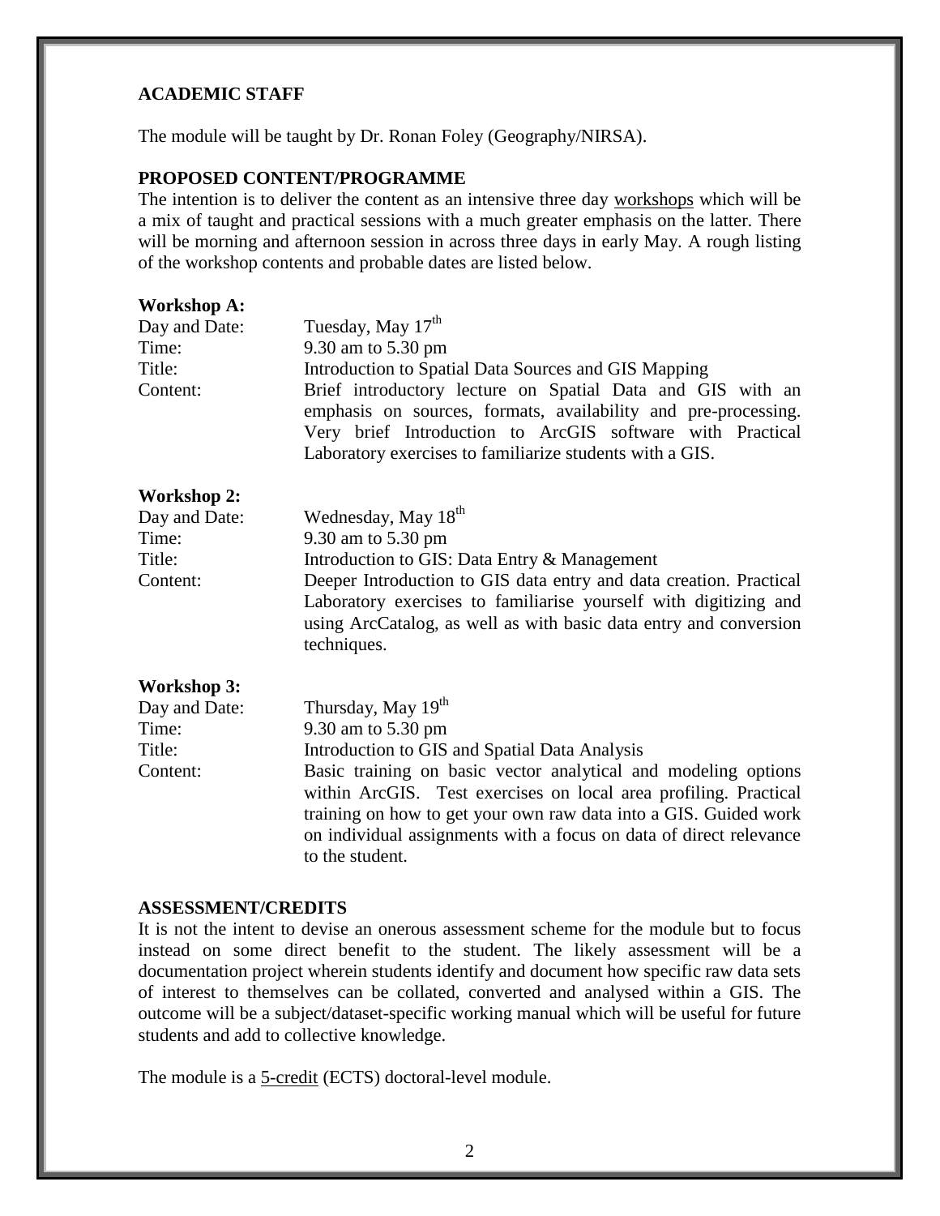**ACADEMIC STAFF**

The module will be taught by Dr. Ronan Foley (Geography/NIRSA).

**PROPOSED CONTENT/PROGRAMME**

The intention is to deliver the content as an intensive three day workshops which will be a mix of taught and practical sessions with a much greater emphasis on the latter. There will be morning and afternoon session in across three days in early May. A rough listing of the workshop contents and probable dates are listed below.

**Workshop A:**

| | |
|---|---|
| Day and Date: | Tuesday, May 17th |
| Time: | 9.30 am to 5.30 pm |
| Title: | Introduction to Spatial Data Sources and GIS Mapping |
| Content: | Brief introductory lecture on Spatial Data and GIS with an emphasis on sources, formats, availability and pre-processing. Very brief Introduction to ArcGIS software with Practical Laboratory exercises to familiarize students with a GIS. |

**Workshop 2:**

| | |
|---|---|
| Day and Date: | Wednesday, May 18th |
| Time: | 9.30 am to 5.30 pm |
| Title: | Introduction to GIS: Data Entry & Management |
| Content: | Deeper Introduction to GIS data entry and data creation. Practical Laboratory exercises to familiarise yourself with digitizing and using ArcCatalog, as well as with basic data entry and conversion techniques. |

**Workshop 3:**

| | |
|---|---|
| Day and Date: | Thursday, May 19th |
| Time: | 9.30 am to 5.30 pm |
| Title: | Introduction to GIS and Spatial Data Analysis |
| Content: | Basic training on basic vector analytical and modeling options within ArcGIS. Test exercises on local area profiling. Practical training on how to get your own raw data into a GIS. Guided work on individual assignments with a focus on data of direct relevance to the student. |

**ASSESSMENT/CREDITS**

It is not the intent to devise an onerous assessment scheme for the module but to focus instead on some direct benefit to the student. The likely assessment will be a documentation project wherein students identify and document how specific raw data sets of interest to themselves can be collated, converted and analysed within a GIS. The outcome will be a subject/dataset-specific working manual which will be useful for future students and add to collective knowledge.

The module is a 5-credit (ECTS) doctoral-level module.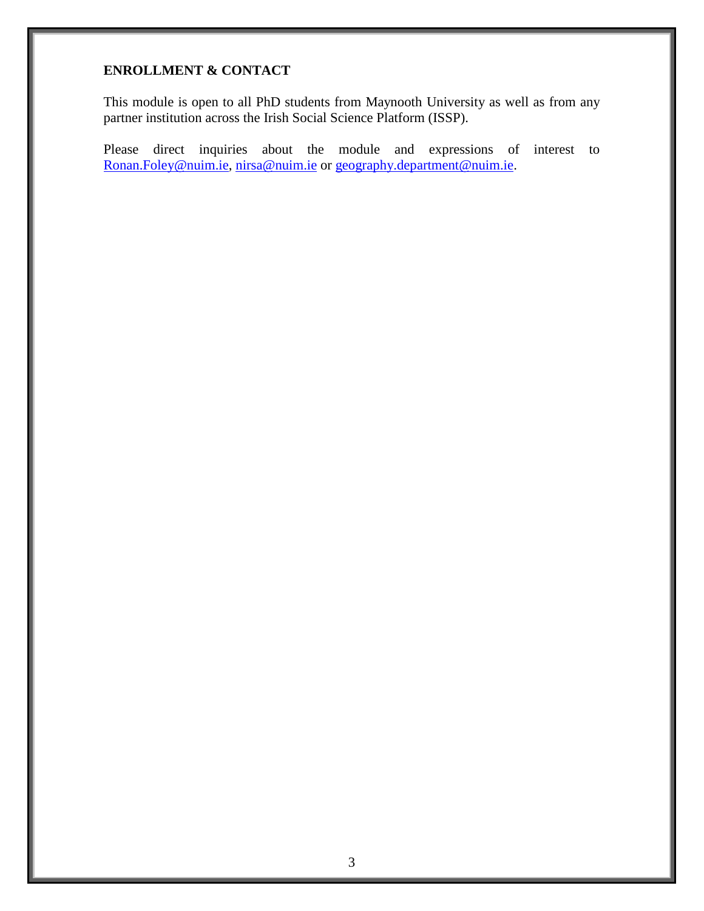**ENROLLMENT & CONTACT**

This module is open to all PhD students from Maynooth University as well as from any partner institution across the Irish Social Science Platform (ISSP).

Please direct inquiries about the module and expressions of interest to Ronan.Foley@nuim.ie, nirsa@nuim.ie or geography.department@nuim.ie.